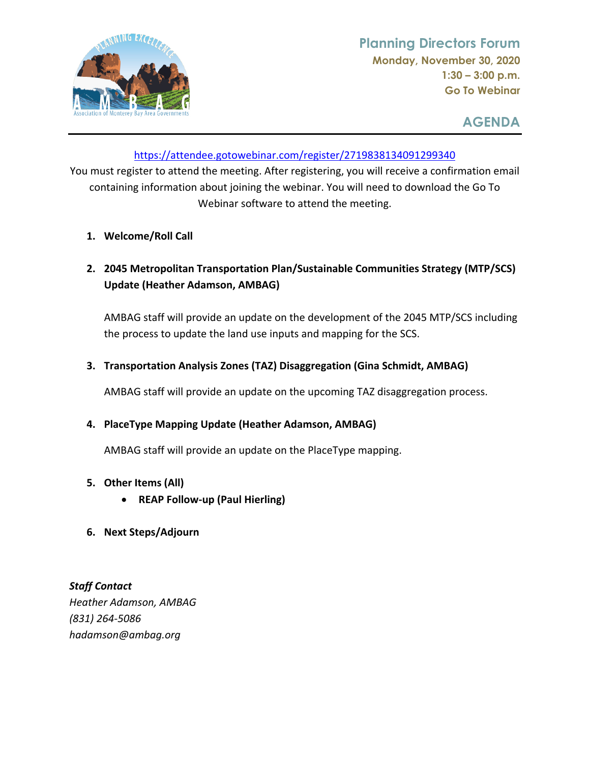# Planning Directors Forum

**Monday, November 30, 2020**
**1:30 – 3:00 p.m.**
**Go To Webinar**

## AGENDA

https://attendee.gotowebinar.com/register/2719838134091299340

You must register to attend the meeting. After registering, you will receive a confirmation email containing information about joining the webinar. You will need to download the Go To Webinar software to attend the meeting.

1. **Welcome/Roll Call**

2. **2045 Metropolitan Transportation Plan/Sustainable Communities Strategy (MTP/SCS) Update (Heather Adamson, AMBAG)**

   AMBAG staff will provide an update on the development of the 2045 MTP/SCS including the process to update the land use inputs and mapping for the SCS.

3. **Transportation Analysis Zones (TAZ) Disaggregation (Gina Schmidt, AMBAG)**

   AMBAG staff will provide an update on the upcoming TAZ disaggregation process.

4. **PlaceType Mapping Update (Heather Adamson, AMBAG)**

   AMBAG staff will provide an update on the PlaceType mapping.

5. **Other Items (All)**
   - **REAP Follow-up (Paul Hierling)**

6. **Next Steps/Adjourn**

***Staff Contact***
*Heather Adamson, AMBAG*
*(831) 264-5086*
*hadamson@ambag.org*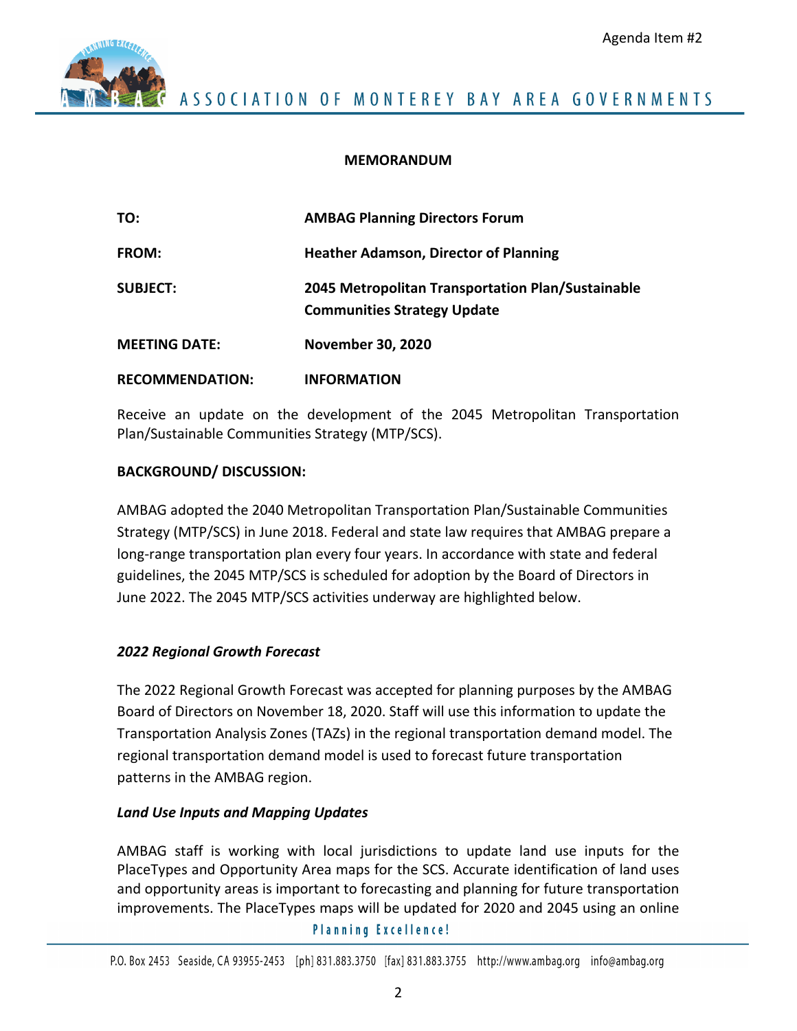Agenda Item #2

ASSOCIATION OF MONTEREY BAY AREA GOVERNMENTS

**MEMORANDUM**

| | |
|---|---|
| **TO:** | **AMBAG Planning Directors Forum** |
| **FROM:** | **Heather Adamson, Director of Planning** |
| **SUBJECT:** | **2045 Metropolitan Transportation Plan/Sustainable Communities Strategy Update** |
| **MEETING DATE:** | **November 30, 2020** |
| **RECOMMENDATION:** | **INFORMATION** |

Receive an update on the development of the 2045 Metropolitan Transportation Plan/Sustainable Communities Strategy (MTP/SCS).

**BACKGROUND/ DISCUSSION:**

AMBAG adopted the 2040 Metropolitan Transportation Plan/Sustainable Communities Strategy (MTP/SCS) in June 2018. Federal and state law requires that AMBAG prepare a long-range transportation plan every four years. In accordance with state and federal guidelines, the 2045 MTP/SCS is scheduled for adoption by the Board of Directors in June 2022. The 2045 MTP/SCS activities underway are highlighted below.

***2022 Regional Growth Forecast***

The 2022 Regional Growth Forecast was accepted for planning purposes by the AMBAG Board of Directors on November 18, 2020. Staff will use this information to update the Transportation Analysis Zones (TAZs) in the regional transportation demand model. The regional transportation demand model is used to forecast future transportation patterns in the AMBAG region.

***Land Use Inputs and Mapping Updates***

AMBAG staff is working with local jurisdictions to update land use inputs for the PlaceTypes and Opportunity Area maps for the SCS. Accurate identification of land uses and opportunity areas is important to forecasting and planning for future transportation improvements. The PlaceTypes maps will be updated for 2020 and 2045 using an online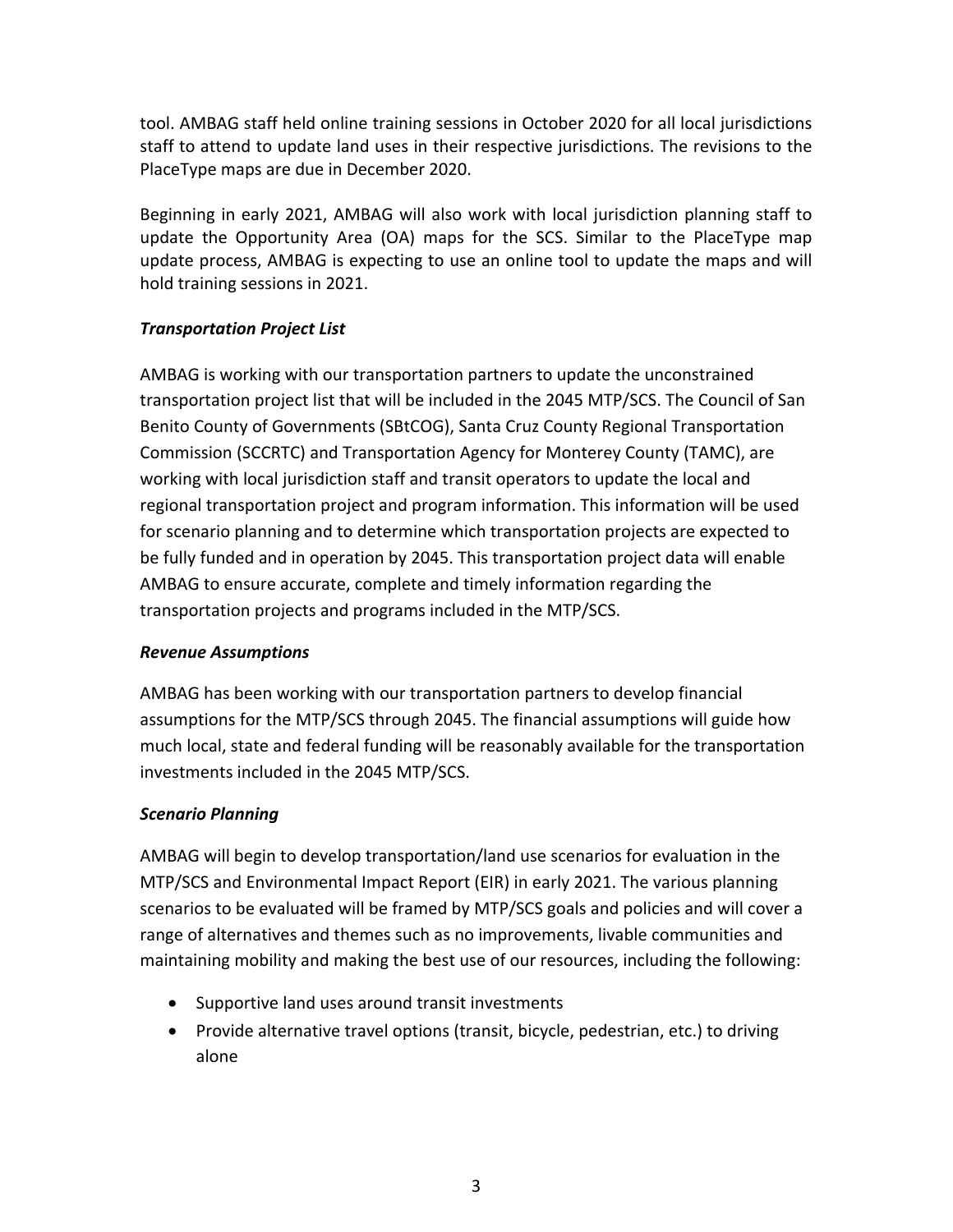tool. AMBAG staff held online training sessions in October 2020 for all local jurisdictions staff to attend to update land uses in their respective jurisdictions. The revisions to the PlaceType maps are due in December 2020.

Beginning in early 2021, AMBAG will also work with local jurisdiction planning staff to update the Opportunity Area (OA) maps for the SCS. Similar to the PlaceType map update process, AMBAG is expecting to use an online tool to update the maps and will hold training sessions in 2021.

***Transportation Project List***

AMBAG is working with our transportation partners to update the unconstrained transportation project list that will be included in the 2045 MTP/SCS. The Council of San Benito County of Governments (SBtCOG), Santa Cruz County Regional Transportation Commission (SCCRTC) and Transportation Agency for Monterey County (TAMC), are working with local jurisdiction staff and transit operators to update the local and regional transportation project and program information. This information will be used for scenario planning and to determine which transportation projects are expected to be fully funded and in operation by 2045. This transportation project data will enable AMBAG to ensure accurate, complete and timely information regarding the transportation projects and programs included in the MTP/SCS.

***Revenue Assumptions***

AMBAG has been working with our transportation partners to develop financial assumptions for the MTP/SCS through 2045. The financial assumptions will guide how much local, state and federal funding will be reasonably available for the transportation investments included in the 2045 MTP/SCS.

***Scenario Planning***

AMBAG will begin to develop transportation/land use scenarios for evaluation in the MTP/SCS and Environmental Impact Report (EIR) in early 2021. The various planning scenarios to be evaluated will be framed by MTP/SCS goals and policies and will cover a range of alternatives and themes such as no improvements, livable communities and maintaining mobility and making the best use of our resources, including the following:

- Supportive land uses around transit investments
- Provide alternative travel options (transit, bicycle, pedestrian, etc.) to driving alone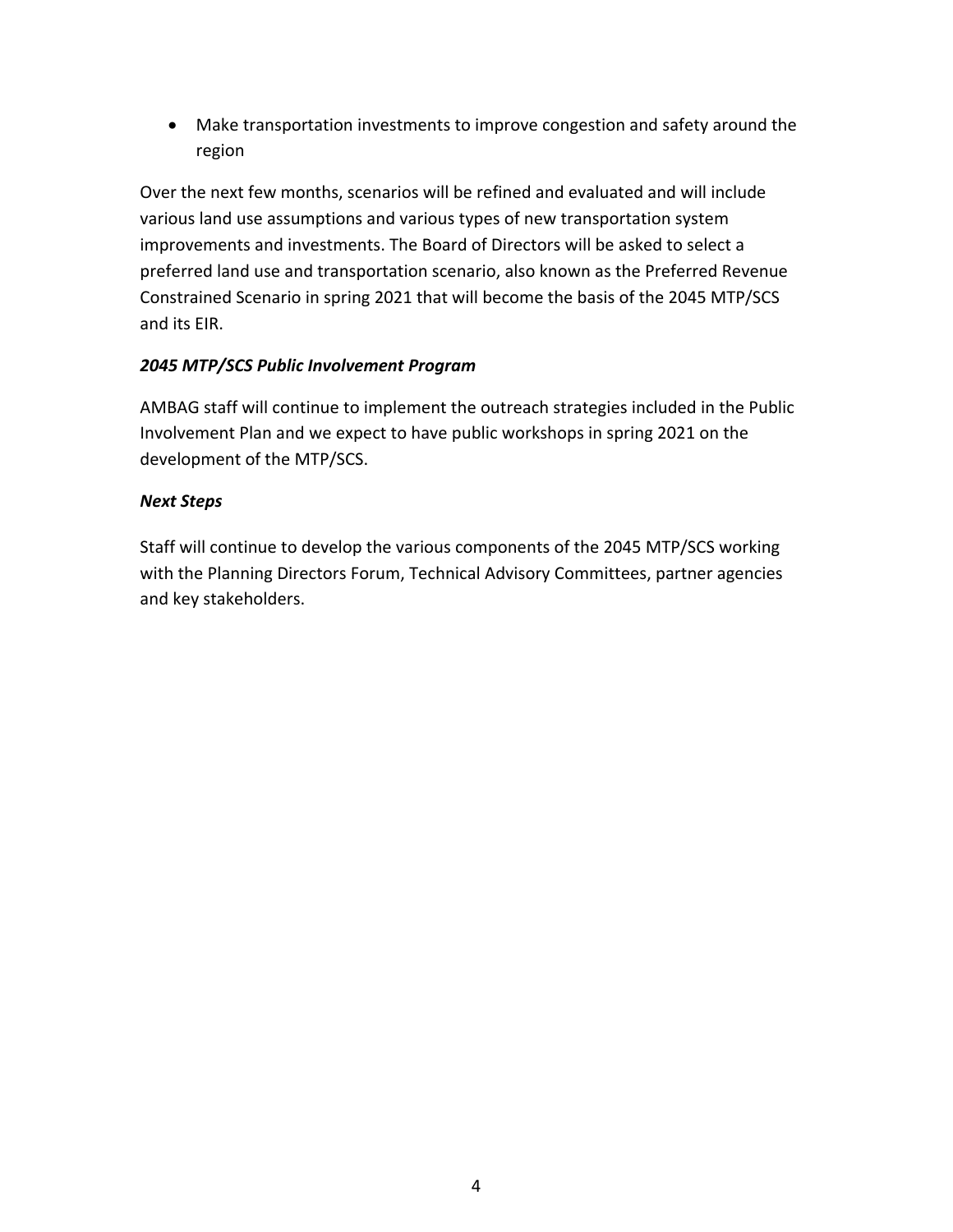- Make transportation investments to improve congestion and safety around the region

Over the next few months, scenarios will be refined and evaluated and will include various land use assumptions and various types of new transportation system improvements and investments. The Board of Directors will be asked to select a preferred land use and transportation scenario, also known as the Preferred Revenue Constrained Scenario in spring 2021 that will become the basis of the 2045 MTP/SCS and its EIR.

***2045 MTP/SCS Public Involvement Program***

AMBAG staff will continue to implement the outreach strategies included in the Public Involvement Plan and we expect to have public workshops in spring 2021 on the development of the MTP/SCS.

***Next Steps***

Staff will continue to develop the various components of the 2045 MTP/SCS working with the Planning Directors Forum, Technical Advisory Committees, partner agencies and key stakeholders.